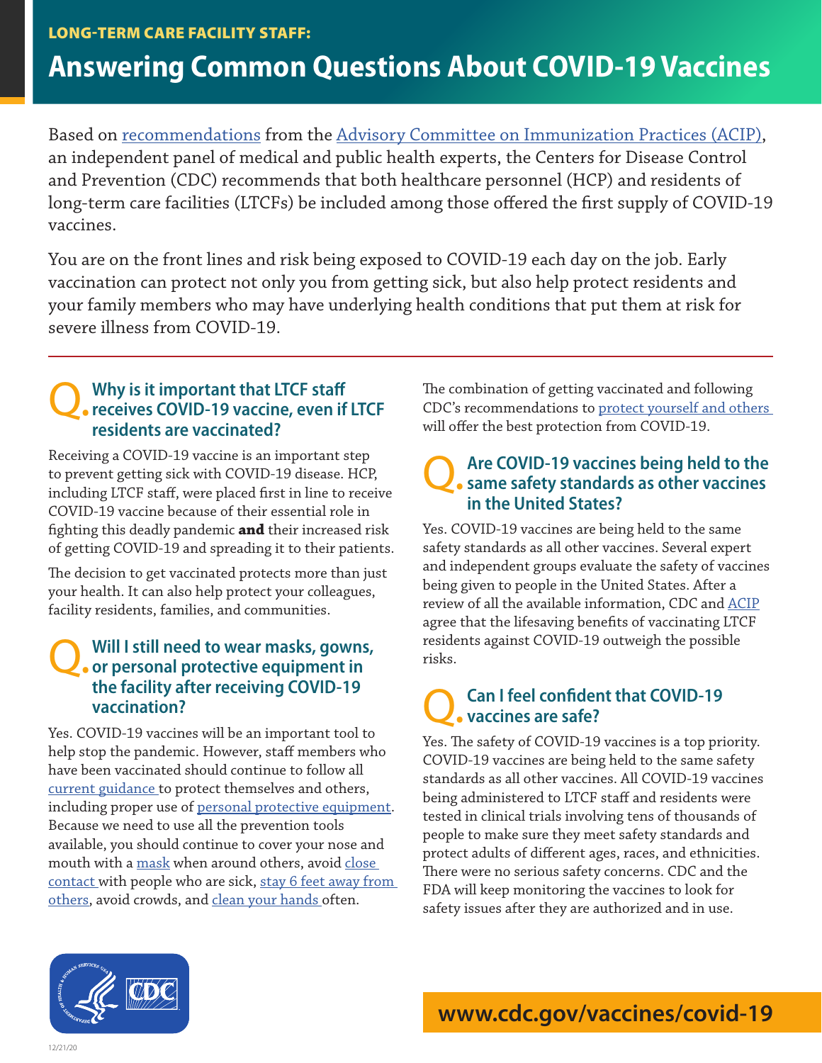LONG-TERM CARE FACILITY STAFF:

# Answering Common Questions About COVID-19 Vaccines

Based on recommendations from the Advisory Committee on Immunization Practices (ACIP), an independent panel of medical and public health experts, the Centers for Disease Control and Prevention (CDC) recommends that both healthcare personnel (HCP) and residents of long-term care facilities (LTCFs) be included among those offered the first supply of COVID-19 vaccines.

You are on the front lines and risk being exposed to COVID-19 each day on the job. Early vaccination can protect not only you from getting sick, but also help protect residents and your family members who may have underlying health conditions that put them at risk for severe illness from COVID-19.

## Q. Why is it important that LTCF staff receives COVID-19 vaccine, even if LTCF residents are vaccinated?

Receiving a COVID-19 vaccine is an important step to prevent getting sick with COVID-19 disease. HCP, including LTCF staff, were placed first in line to receive COVID-19 vaccine because of their essential role in fighting this deadly pandemic **and** their increased risk of getting COVID-19 and spreading it to their patients.

The decision to get vaccinated protects more than just your health. It can also help protect your colleagues, facility residents, families, and communities.

## Q. Will I still need to wear masks, gowns, or personal protective equipment in the facility after receiving COVID-19 vaccination?

Yes. COVID-19 vaccines will be an important tool to help stop the pandemic. However, staff members who have been vaccinated should continue to follow all current guidance to protect themselves and others, including proper use of personal protective equipment. Because we need to use all the prevention tools available, you should continue to cover your nose and mouth with a mask when around others, avoid close contact with people who are sick, stay 6 feet away from others, avoid crowds, and clean your hands often.

The combination of getting vaccinated and following CDC's recommendations to protect yourself and others will offer the best protection from COVID-19.

## Q. Are COVID-19 vaccines being held to the same safety standards as other vaccines in the United States?

Yes. COVID-19 vaccines are being held to the same safety standards as all other vaccines. Several expert and independent groups evaluate the safety of vaccines being given to people in the United States. After a review of all the available information, CDC and ACIP agree that the lifesaving benefits of vaccinating LTCF residents against COVID-19 outweigh the possible risks.

## Q. Can I feel confident that COVID-19 vaccines are safe?

Yes. The safety of COVID-19 vaccines is a top priority. COVID-19 vaccines are being held to the same safety standards as all other vaccines. All COVID-19 vaccines being administered to LTCF staff and residents were tested in clinical trials involving tens of thousands of people to make sure they meet safety standards and protect adults of different ages, races, and ethnicities. There were no serious safety concerns. CDC and the FDA will keep monitoring the vaccines to look for safety issues after they are authorized and in use.

www.cdc.gov/vaccines/covid-19

12/21/20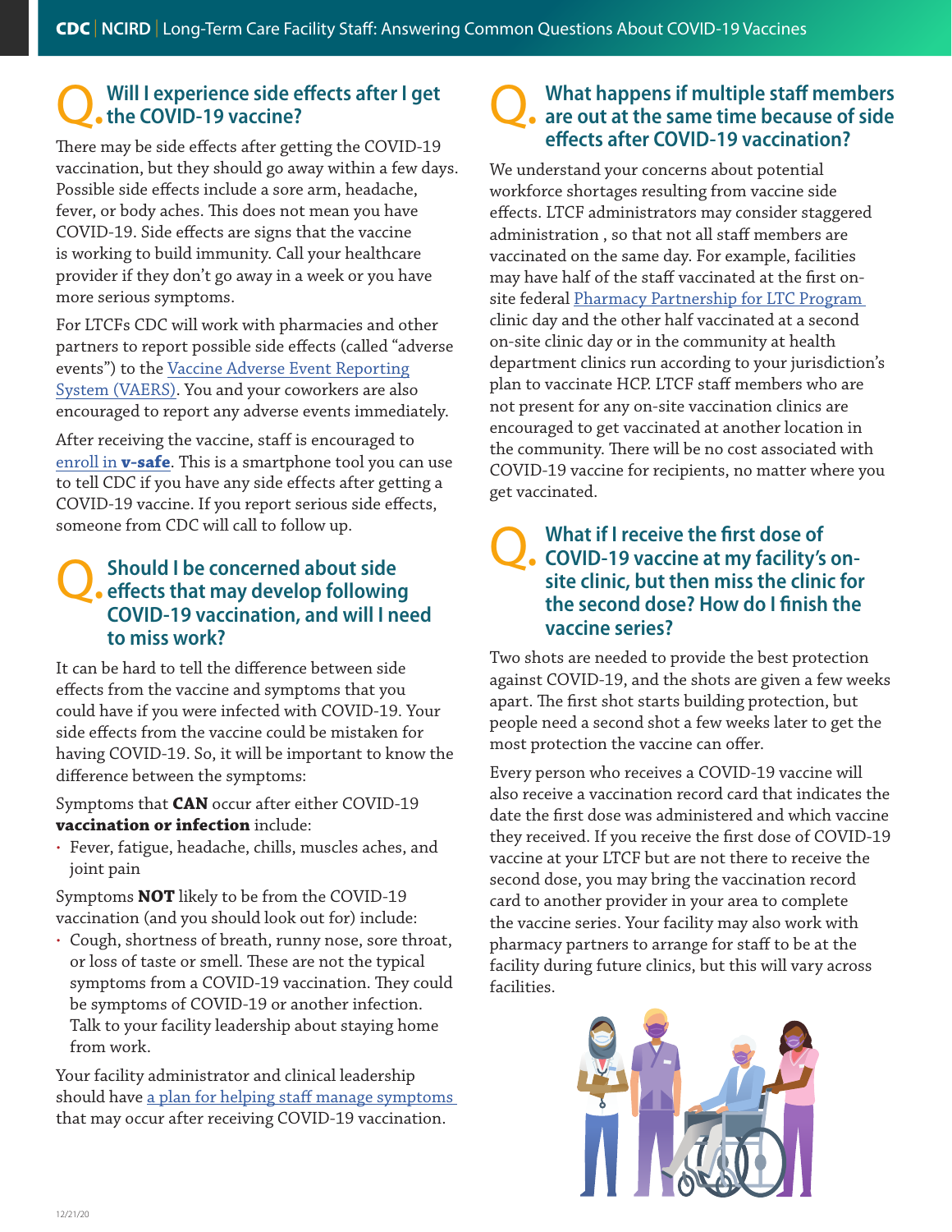## Q. Will I experience side effects after I get the COVID-19 vaccine?

There may be side effects after getting the COVID-19 vaccination, but they should go away within a few days. Possible side effects include a sore arm, headache, fever, or body aches. This does not mean you have COVID-19. Side effects are signs that the vaccine is working to build immunity. Call your healthcare provider if they don't go away in a week or you have more serious symptoms.

For LTCFs CDC will work with pharmacies and other partners to report possible side effects (called "adverse events") to the Vaccine Adverse Event Reporting System (VAERS). You and your coworkers are also encouraged to report any adverse events immediately.

After receiving the vaccine, staff is encouraged to enroll in **v-safe**. This is a smartphone tool you can use to tell CDC if you have any side effects after getting a COVID-19 vaccine. If you report serious side effects, someone from CDC will call to follow up.

## Q. Should I be concerned about side effects that may develop following COVID-19 vaccination, and will I need to miss work?

It can be hard to tell the difference between side effects from the vaccine and symptoms that you could have if you were infected with COVID-19. Your side effects from the vaccine could be mistaken for having COVID-19. So, it will be important to know the difference between the symptoms:

Symptoms that **CAN** occur after either COVID-19 **vaccination or infection** include:

- Fever, fatigue, headache, chills, muscles aches, and joint pain

Symptoms **NOT** likely to be from the COVID-19 vaccination (and you should look out for) include:

- Cough, shortness of breath, runny nose, sore throat, or loss of taste or smell. These are not the typical symptoms from a COVID-19 vaccination. They could be symptoms of COVID-19 or another infection. Talk to your facility leadership about staying home from work.

Your facility administrator and clinical leadership should have a plan for helping staff manage symptoms that may occur after receiving COVID-19 vaccination.

## Q. What happens if multiple staff members are out at the same time because of side effects after COVID-19 vaccination?

We understand your concerns about potential workforce shortages resulting from vaccine side effects. LTCF administrators may consider staggered administration , so that not all staff members are vaccinated on the same day. For example, facilities may have half of the staff vaccinated at the first on-site federal Pharmacy Partnership for LTC Program clinic day and the other half vaccinated at a second on-site clinic day or in the community at health department clinics run according to your jurisdiction's plan to vaccinate HCP. LTCF staff members who are not present for any on-site vaccination clinics are encouraged to get vaccinated at another location in the community. There will be no cost associated with COVID-19 vaccine for recipients, no matter where you get vaccinated.

## Q. What if I receive the first dose of COVID-19 vaccine at my facility's on-site clinic, but then miss the clinic for the second dose? How do I finish the vaccine series?

Two shots are needed to provide the best protection against COVID-19, and the shots are given a few weeks apart. The first shot starts building protection, but people need a second shot a few weeks later to get the most protection the vaccine can offer.

Every person who receives a COVID-19 vaccine will also receive a vaccination record card that indicates the date the first dose was administered and which vaccine they received. If you receive the first dose of COVID-19 vaccine at your LTCF but are not there to receive the second dose, you may bring the vaccination record card to another provider in your area to complete the vaccine series. Your facility may also work with pharmacy partners to arrange for staff to be at the facility during future clinics, but this will vary across facilities.

12/21/20